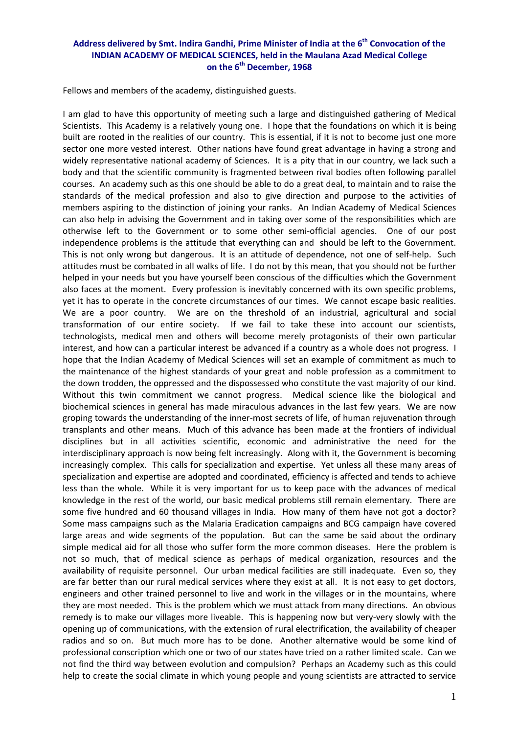**Address delivered by Smt. Indira Gandhi, Prime Minister of India at the 6th Convocation of the INDIAN ACADEMY OF MEDICAL SCIENCES, held in the Maulana Azad Medical College on the 6th December, 1968**

Fellows and members of the academy, distinguished guests.

I am glad to have this opportunity of meeting such a large and distinguished gathering of Medical Scientists. This Academy is a relatively young one. I hope that the foundations on which it is being built are rooted in the realities of our country. This is essential, if it is not to become just one more sector one more vested interest. Other nations have found great advantage in having a strong and widely representative national academy of Sciences. It is a pity that in our country, we lack such a body and that the scientific community is fragmented between rival bodies often following parallel courses. An academy such as this one should be able to do a great deal, to maintain and to raise the standards of the medical profession and also to give direction and purpose to the activities of members aspiring to the distinction of joining your ranks. An Indian Academy of Medical Sciences can also help in advising the Government and in taking over some of the responsibilities which are otherwise left to the Government or to some other semi-official agencies. One of our post independence problems is the attitude that everything can and should be left to the Government. This is not only wrong but dangerous. It is an attitude of dependence, not one of self-help. Such attitudes must be combated in all walks of life. I do not by this mean, that you should not be further helped in your needs but you have yourself been conscious of the difficulties which the Government also faces at the moment. Every profession is inevitably concerned with its own specific problems, yet it has to operate in the concrete circumstances of our times. We cannot escape basic realities. We are a poor country. We are on the threshold of an industrial, agricultural and social transformation of our entire society. If we fail to take these into account our scientists, technologists, medical men and others will become merely protagonists of their own particular interest, and how can a particular interest be advanced if a country as a whole does not progress. I hope that the Indian Academy of Medical Sciences will set an example of commitment as much to the maintenance of the highest standards of your great and noble profession as a commitment to the down trodden, the oppressed and the dispossessed who constitute the vast majority of our kind. Without this twin commitment we cannot progress. Medical science like the biological and biochemical sciences in general has made miraculous advances in the last few years. We are now groping towards the understanding of the inner-most secrets of life, of human rejuvenation through transplants and other means. Much of this advance has been made at the frontiers of individual disciplines but in all activities scientific, economic and administrative the need for the interdisciplinary approach is now being felt increasingly. Along with it, the Government is becoming increasingly complex. This calls for specialization and expertise. Yet unless all these many areas of specialization and expertise are adopted and coordinated, efficiency is affected and tends to achieve less than the whole. While it is very important for us to keep pace with the advances of medical knowledge in the rest of the world, our basic medical problems still remain elementary. There are some five hundred and 60 thousand villages in India. How many of them have not got a doctor? Some mass campaigns such as the Malaria Eradication campaigns and BCG campaign have covered large areas and wide segments of the population. But can the same be said about the ordinary simple medical aid for all those who suffer form the more common diseases. Here the problem is not so much, that of medical science as perhaps of medical organization, resources and the availability of requisite personnel. Our urban medical facilities are still inadequate. Even so, they are far better than our rural medical services where they exist at all. It is not easy to get doctors, engineers and other trained personnel to live and work in the villages or in the mountains, where they are most needed. This is the problem which we must attack from many directions. An obvious remedy is to make our villages more liveable. This is happening now but very-very slowly with the opening up of communications, with the extension of rural electrification, the availability of cheaper radios and so on. But much more has to be done. Another alternative would be some kind of professional conscription which one or two of our states have tried on a rather limited scale. Can we not find the third way between evolution and compulsion? Perhaps an Academy such as this could help to create the social climate in which young people and young scientists are attracted to service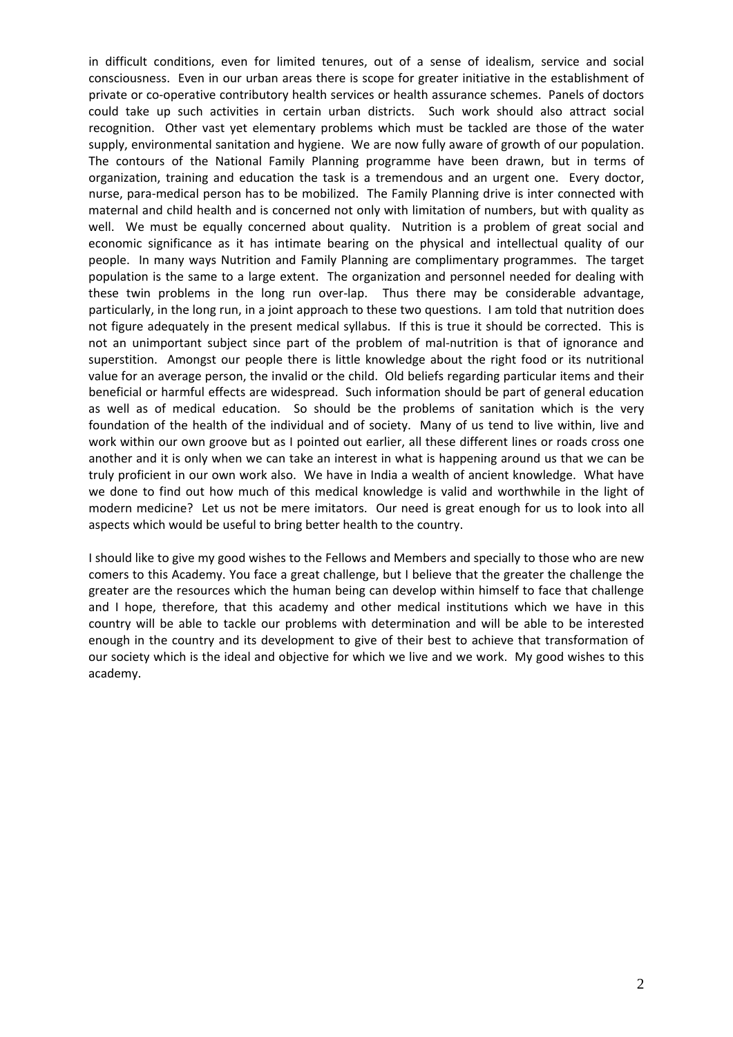in difficult conditions, even for limited tenures, out of a sense of idealism, service and social consciousness. Even in our urban areas there is scope for greater initiative in the establishment of private or co-operative contributory health services or health assurance schemes. Panels of doctors could take up such activities in certain urban districts. Such work should also attract social recognition. Other vast yet elementary problems which must be tackled are those of the water supply, environmental sanitation and hygiene. We are now fully aware of growth of our population. The contours of the National Family Planning programme have been drawn, but in terms of organization, training and education the task is a tremendous and an urgent one. Every doctor, nurse, para-medical person has to be mobilized. The Family Planning drive is inter connected with maternal and child health and is concerned not only with limitation of numbers, but with quality as well. We must be equally concerned about quality. Nutrition is a problem of great social and economic significance as it has intimate bearing on the physical and intellectual quality of our people. In many ways Nutrition and Family Planning are complimentary programmes. The target population is the same to a large extent. The organization and personnel needed for dealing with these twin problems in the long run over-lap. Thus there may be considerable advantage, particularly, in the long run, in a joint approach to these two questions. I am told that nutrition does not figure adequately in the present medical syllabus. If this is true it should be corrected. This is not an unimportant subject since part of the problem of mal-nutrition is that of ignorance and superstition. Amongst our people there is little knowledge about the right food or its nutritional value for an average person, the invalid or the child. Old beliefs regarding particular items and their beneficial or harmful effects are widespread. Such information should be part of general education as well as of medical education. So should be the problems of sanitation which is the very foundation of the health of the individual and of society. Many of us tend to live within, live and work within our own groove but as I pointed out earlier, all these different lines or roads cross one another and it is only when we can take an interest in what is happening around us that we can be truly proficient in our own work also. We have in India a wealth of ancient knowledge. What have we done to find out how much of this medical knowledge is valid and worthwhile in the light of modern medicine? Let us not be mere imitators. Our need is great enough for us to look into all aspects which would be useful to bring better health to the country.

I should like to give my good wishes to the Fellows and Members and specially to those who are new comers to this Academy. You face a great challenge, but I believe that the greater the challenge the greater are the resources which the human being can develop within himself to face that challenge and I hope, therefore, that this academy and other medical institutions which we have in this country will be able to tackle our problems with determination and will be able to be interested enough in the country and its development to give of their best to achieve that transformation of our society which is the ideal and objective for which we live and we work. My good wishes to this academy.